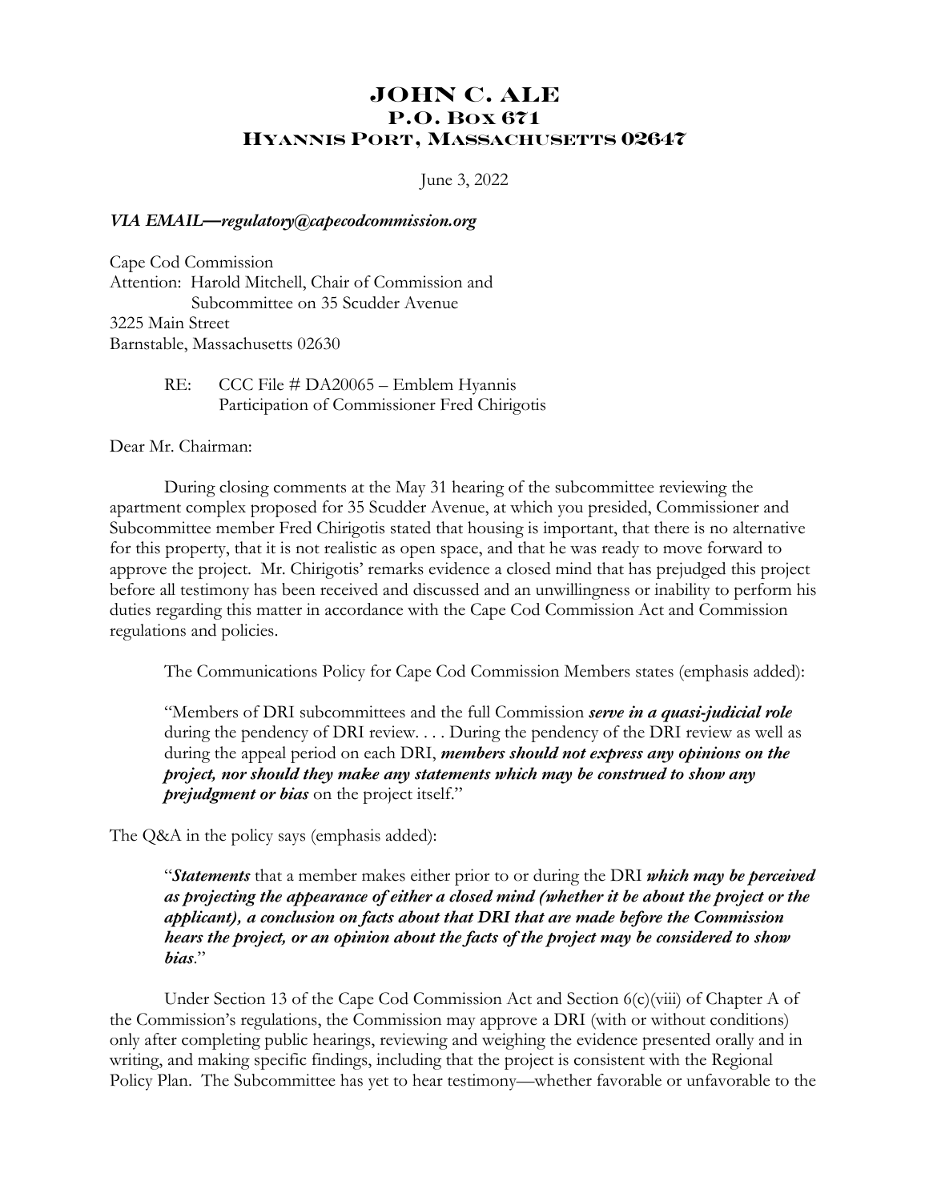# JOHN C. ALE
## P.O. Box 671
## Hyannis Port, Massachusetts 02647

June 3, 2022

***VIA EMAIL—regulatory@capecodcommission.org***

Cape Cod Commission
Attention: Harold Mitchell, Chair of Commission and
Subcommittee on 35 Scudder Avenue
3225 Main Street
Barnstable, Massachusetts 02630

RE: CCC File # DA20065 – Emblem Hyannis
Participation of Commissioner Fred Chirigotis

Dear Mr. Chairman:

During closing comments at the May 31 hearing of the subcommittee reviewing the apartment complex proposed for 35 Scudder Avenue, at which you presided, Commissioner and Subcommittee member Fred Chirigotis stated that housing is important, that there is no alternative for this property, that it is not realistic as open space, and that he was ready to move forward to approve the project. Mr. Chirigotis' remarks evidence a closed mind that has prejudged this project before all testimony has been received and discussed and an unwillingness or inability to perform his duties regarding this matter in accordance with the Cape Cod Commission Act and Commission regulations and policies.

The Communications Policy for Cape Cod Commission Members states (emphasis added):

> "Members of DRI subcommittees and the full Commission ***serve in a quasi-judicial role*** during the pendency of DRI review. . . . During the pendency of the DRI review as well as during the appeal period on each DRI, ***members should not express any opinions on the project, nor should they make any statements which may be construed to show any prejudgment or bias*** on the project itself."

The Q&A in the policy says (emphasis added):

> "***Statements*** that a member makes either prior to or during the DRI ***which may be perceived as projecting the appearance of either a closed mind (whether it be about the project or the applicant), a conclusion on facts about that DRI that are made before the Commission hears the project, or an opinion about the facts of the project may be considered to show bias***."

Under Section 13 of the Cape Cod Commission Act and Section 6(c)(viii) of Chapter A of the Commission's regulations, the Commission may approve a DRI (with or without conditions) only after completing public hearings, reviewing and weighing the evidence presented orally and in writing, and making specific findings, including that the project is consistent with the Regional Policy Plan. The Subcommittee has yet to hear testimony—whether favorable or unfavorable to the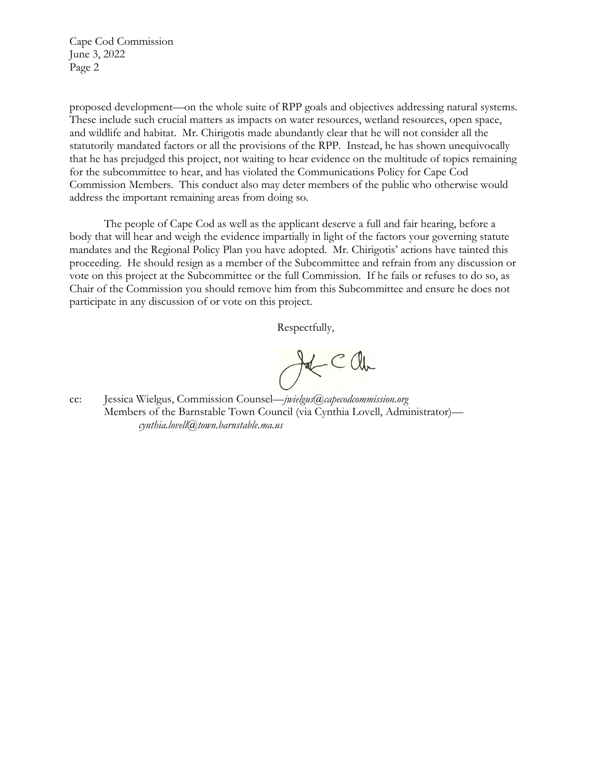proposed development—on the whole suite of RPP goals and objectives addressing natural systems. These include such crucial matters as impacts on water resources, wetland resources, open space, and wildlife and habitat. Mr. Chirigotis made abundantly clear that he will not consider all the statutorily mandated factors or all the provisions of the RPP. Instead, he has shown unequivocally that he has prejudged this project, not waiting to hear evidence on the multitude of topics remaining for the subcommittee to hear, and has violated the Communications Policy for Cape Cod Commission Members. This conduct also may deter members of the public who otherwise would address the important remaining areas from doing so.

The people of Cape Cod as well as the applicant deserve a full and fair hearing, before a body that will hear and weigh the evidence impartially in light of the factors your governing statute mandates and the Regional Policy Plan you have adopted. Mr. Chirigotis' actions have tainted this proceeding. He should resign as a member of the Subcommittee and refrain from any discussion or vote on this project at the Subcommittee or the full Commission. If he fails or refuses to do so, as Chair of the Commission you should remove him from this Subcommittee and ensure he does not participate in any discussion of or vote on this project.

Respectfully,

cc: Jessica Wielgus, Commission Counsel—*jwielgus@capecodcommission.org*
Members of the Barnstable Town Council (via Cynthia Lovell, Administrator)—
*cynthia.lovell@town.barnstable.ma.us*